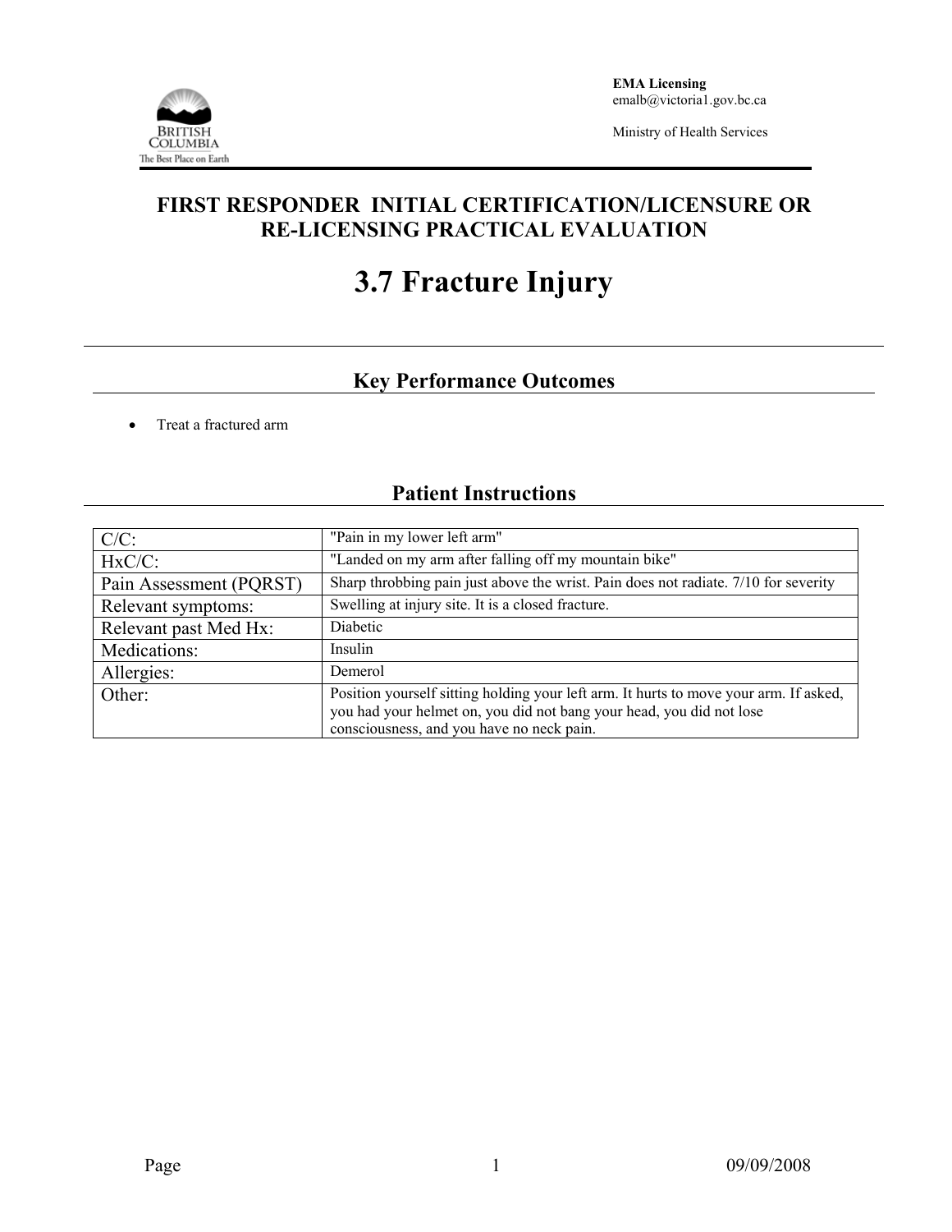**EMA Licensing**
emalb@victoria1.gov.bc.ca

Ministry of Health Services

# FIRST RESPONDER INITIAL CERTIFICATION/LICENSURE OR RE-LICENSING PRACTICAL EVALUATION

# 3.7 Fracture Injury

## Key Performance Outcomes

- Treat a fractured arm

## Patient Instructions

| | |
|---|---|
| C/C: | "Pain in my lower left arm" |
| HxC/C: | "Landed on my arm after falling off my mountain bike" |
| Pain Assessment (PQRST) | Sharp throbbing pain just above the wrist. Pain does not radiate. 7/10 for severity |
| Relevant symptoms: | Swelling at injury site. It is a closed fracture. |
| Relevant past Med Hx: | Diabetic |
| Medications: | Insulin |
| Allergies: | Demerol |
| Other: | Position yourself sitting holding your left arm. It hurts to move your arm. If asked, you had your helmet on, you did not bang your head, you did not lose consciousness, and you have no neck pain. |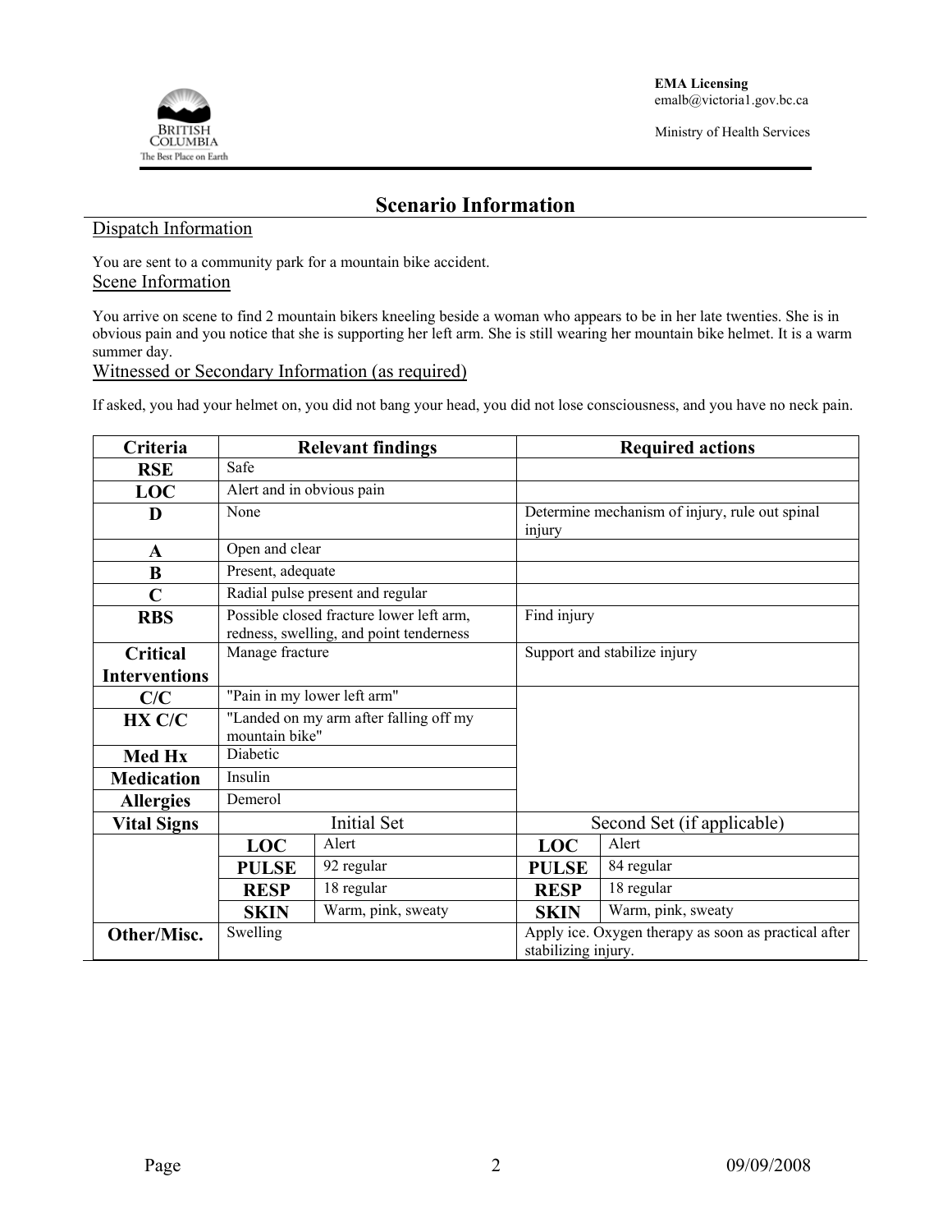EMA Licensing
emalb@victoria1.gov.bc.ca

Ministry of Health Services

## Scenario Information

### Dispatch Information

You are sent to a community park for a mountain bike accident.

### Scene Information

You arrive on scene to find 2 mountain bikers kneeling beside a woman who appears to be in her late twenties. She is in obvious pain and you notice that she is supporting her left arm. She is still wearing her mountain bike helmet. It is a warm summer day.

### Witnessed or Secondary Information (as required)

If asked, you had your helmet on, you did not bang your head, you did not lose consciousness, and you have no neck pain.

| Criteria | Relevant findings | | Required actions | |
|---|---|---|---|---|
| **RSE** | Safe | | | |
| **LOC** | Alert and in obvious pain | | | |
| **D** | None | | Determine mechanism of injury, rule out spinal injury | |
| **A** | Open and clear | | | |
| **B** | Present, adequate | | | |
| **C** | Radial pulse present and regular | | | |
| **RBS** | Possible closed fracture lower left arm, redness, swelling, and point tenderness | | Find injury | |
| **Critical Interventions** | Manage fracture | | Support and stabilize injury | |
| **C/C** | "Pain in my lower left arm" | | | |
| **HX C/C** | "Landed on my arm after falling off my mountain bike" | | | |
| **Med Hx** | Diabetic | | | |
| **Medication** | Insulin | | | |
| **Allergies** | Demerol | | | |
| **Vital Signs** | Initial Set | | Second Set (if applicable) | |
| | **LOC** | Alert | **LOC** | Alert |
| | **PULSE** | 92 regular | **PULSE** | 84 regular |
| | **RESP** | 18 regular | **RESP** | 18 regular |
| | **SKIN** | Warm, pink, sweaty | **SKIN** | Warm, pink, sweaty |
| **Other/Misc.** | Swelling | | Apply ice. Oxygen therapy as soon as practical after stabilizing injury. | |

09/09/2008